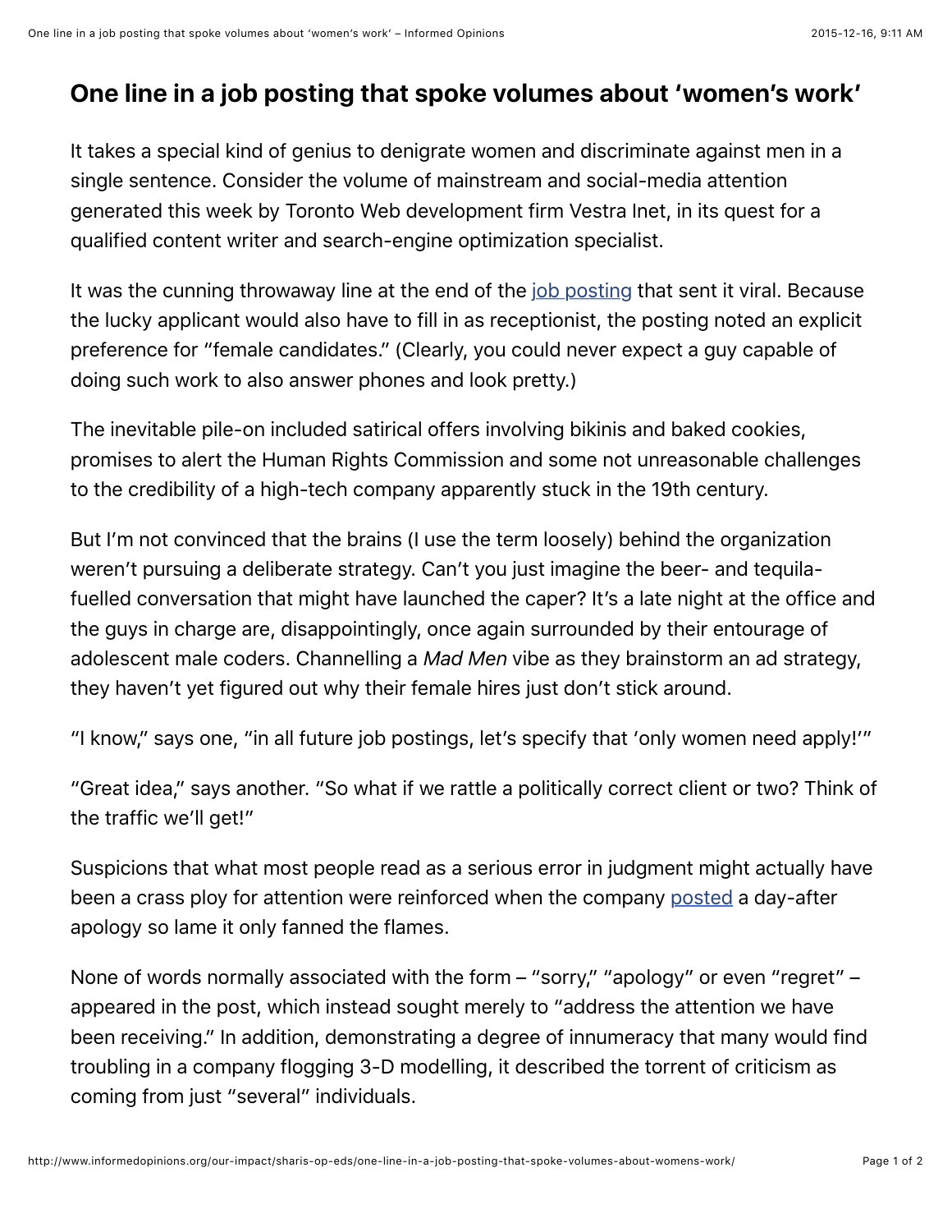# One line in a job posting that spoke volumes about 'women's work'

It takes a special kind of genius to denigrate women and discriminate against men in a single sentence. Consider the volume of mainstream and social-media attention generated this week by Toronto Web development firm Vestra Inet, in its quest for a qualified content writer and search-engine optimization specialist.

It was the cunning throwaway line at the end of the job posting that sent it viral. Because the lucky applicant would also have to fill in as receptionist, the posting noted an explicit preference for "female candidates." (Clearly, you could never expect a guy capable of doing such work to also answer phones and look pretty.)

The inevitable pile-on included satirical offers involving bikinis and baked cookies, promises to alert the Human Rights Commission and some not unreasonable challenges to the credibility of a high-tech company apparently stuck in the 19th century.

But I'm not convinced that the brains (I use the term loosely) behind the organization weren't pursuing a deliberate strategy. Can't you just imagine the beer- and tequila-fuelled conversation that might have launched the caper? It's a late night at the office and the guys in charge are, disappointingly, once again surrounded by their entourage of adolescent male coders. Channelling a *Mad Men* vibe as they brainstorm an ad strategy, they haven't yet figured out why their female hires just don't stick around.

"I know," says one, "in all future job postings, let's specify that 'only women need apply!'"

"Great idea," says another. "So what if we rattle a politically correct client or two? Think of the traffic we'll get!"

Suspicions that what most people read as a serious error in judgment might actually have been a crass ploy for attention were reinforced when the company posted a day-after apology so lame it only fanned the flames.

None of words normally associated with the form – "sorry," "apology" or even "regret" – appeared in the post, which instead sought merely to "address the attention we have been receiving." In addition, demonstrating a degree of innumeracy that many would find troubling in a company flogging 3-D modelling, it described the torrent of criticism as coming from just "several" individuals.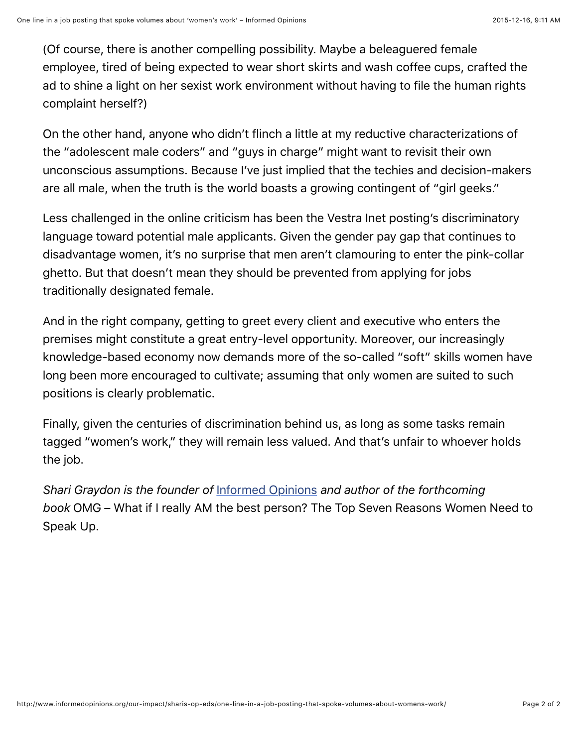(Of course, there is another compelling possibility. Maybe a beleaguered female employee, tired of being expected to wear short skirts and wash coffee cups, crafted the ad to shine a light on her sexist work environment without having to file the human rights complaint herself?)

On the other hand, anyone who didn't flinch a little at my reductive characterizations of the "adolescent male coders" and "guys in charge" might want to revisit their own unconscious assumptions. Because I've just implied that the techies and decision-makers are all male, when the truth is the world boasts a growing contingent of "girl geeks."

Less challenged in the online criticism has been the Vestra Inet posting's discriminatory language toward potential male applicants. Given the gender pay gap that continues to disadvantage women, it's no surprise that men aren't clamouring to enter the pink-collar ghetto. But that doesn't mean they should be prevented from applying for jobs traditionally designated female.

And in the right company, getting to greet every client and executive who enters the premises might constitute a great entry-level opportunity. Moreover, our increasingly knowledge-based economy now demands more of the so-called "soft" skills women have long been more encouraged to cultivate; assuming that only women are suited to such positions is clearly problematic.

Finally, given the centuries of discrimination behind us, as long as some tasks remain tagged "women's work," they will remain less valued. And that's unfair to whoever holds the job.

*Shari Graydon is the founder of* [Informed Opinions](http://www.informedopinions.org) *and author of the forthcoming book* OMG – What if I really AM the best person? The Top Seven Reasons Women Need to Speak Up.